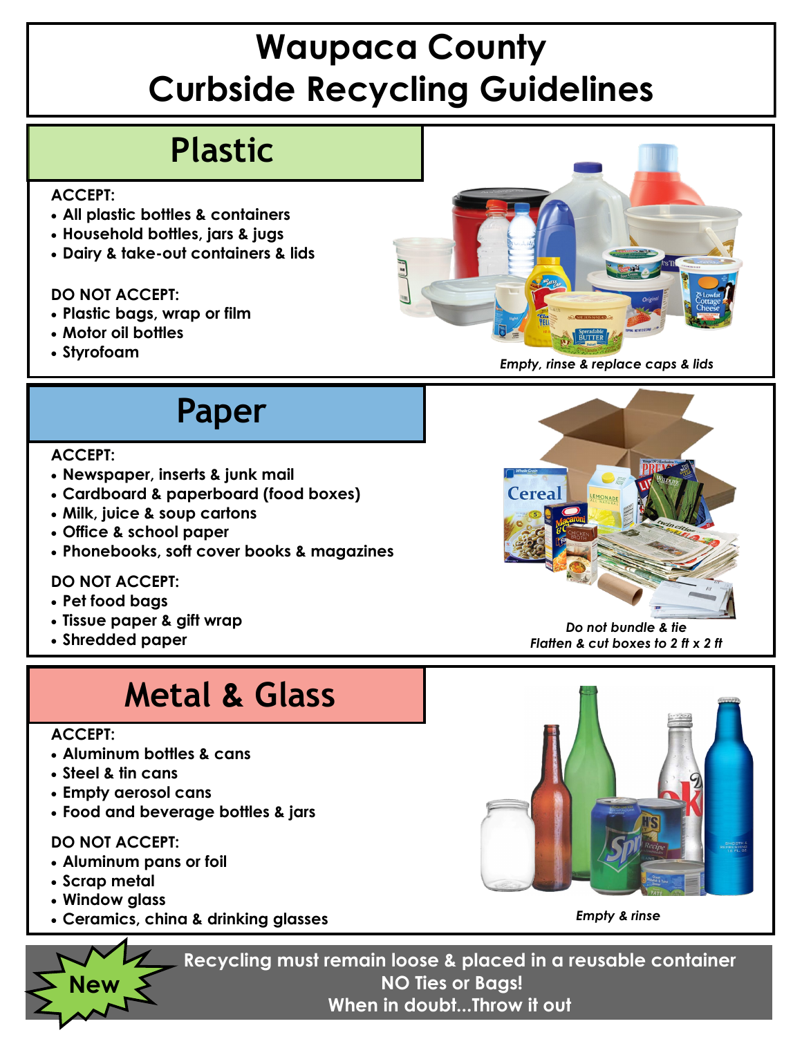# Waupaca County Curbside Recycling Guidelines

## Plastic

**ACCEPT:**

- All plastic bottles & containers
- Household bottles, jars & jugs
- Dairy & take-out containers & lids

**DO NOT ACCEPT:**

- Plastic bags, wrap or film
- Motor oil bottles
- Styrofoam

*Empty, rinse & replace caps & lids*

## Paper

**ACCEPT:**

- Newspaper, inserts & junk mail
- Cardboard & paperboard (food boxes)
- Milk, juice & soup cartons
- Office & school paper
- Phonebooks, soft cover books & magazines

**DO NOT ACCEPT:**

- Pet food bags
- Tissue paper & gift wrap
- Shredded paper

*Do not bundle & tie*
*Flatten & cut boxes to 2 ft x 2 ft*

## Metal & Glass

**ACCEPT:**

- Aluminum bottles & cans
- Steel & tin cans
- Empty aerosol cans
- Food and beverage bottles & jars

**DO NOT ACCEPT:**

- Aluminum pans or foil
- Scrap metal
- Window glass
- Ceramics, china & drinking glasses

*Empty & rinse*

**New**

**Recycling must remain loose & placed in a reusable container**
**NO Ties or Bags!**
**When in doubt...Throw it out**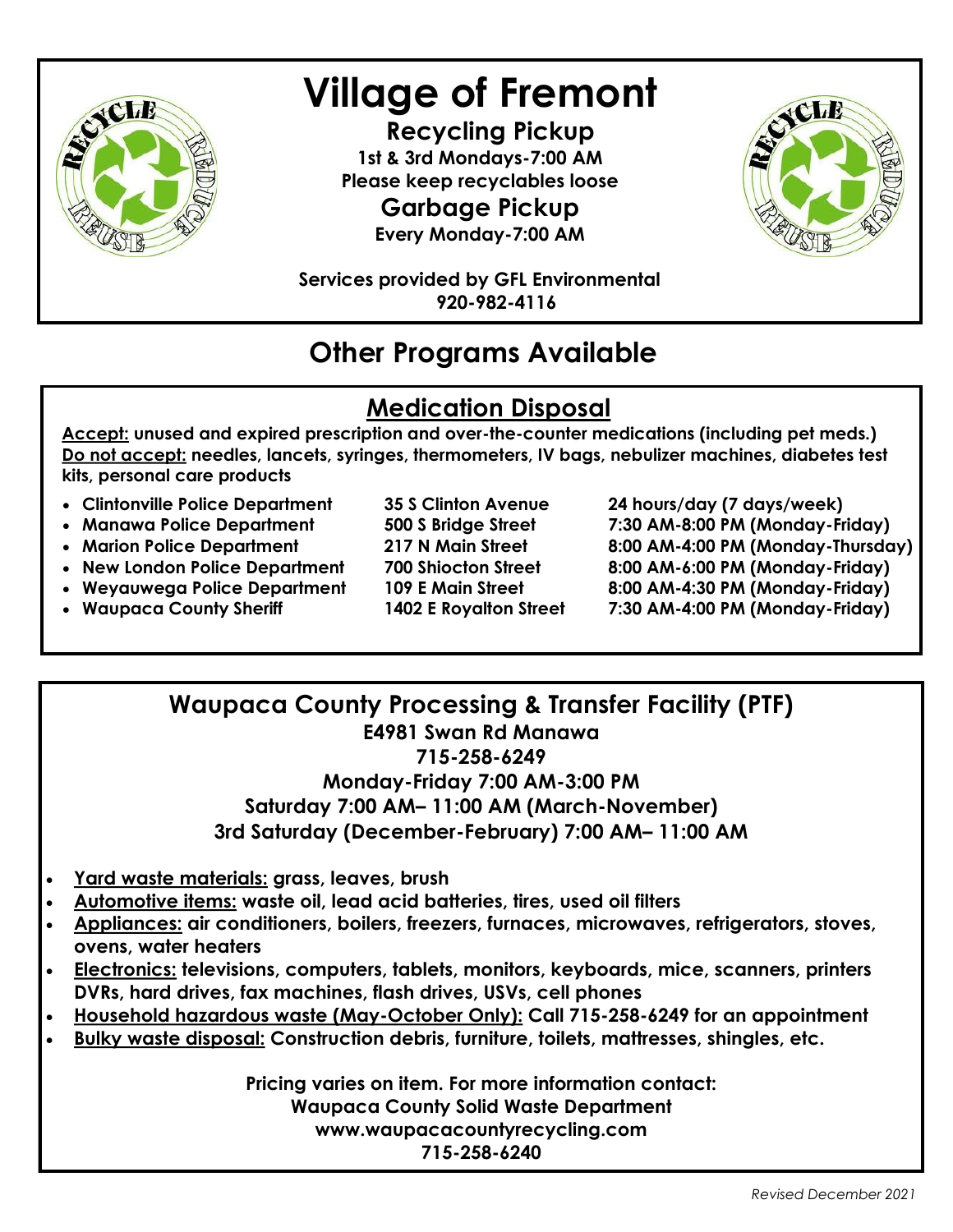# Village of Fremont

## Recycling Pickup

**1st & 3rd Mondays-7:00 AM**

**Please keep recyclables loose**

## Garbage Pickup

**Every Monday-7:00 AM**

**Services provided by GFL Environmental**
**920-982-4116**

# Other Programs Available

## Medication Disposal

**Accept:** unused and expired prescription and over-the-counter medications (including pet meds.)
**Do not accept:** needles, lancets, syringes, thermometers, IV bags, nebulizer machines, diabetes test kits, personal care products

| | | |
|---|---|---|
| Clintonville Police Department | 35 S Clinton Avenue | 24 hours/day (7 days/week) |
| Manawa Police Department | 500 S Bridge Street | 7:30 AM-8:00 PM (Monday-Friday) |
| Marion Police Department | 217 N Main Street | 8:00 AM-4:00 PM (Monday-Thursday) |
| New London Police Department | 700 Shiocton Street | 8:00 AM-6:00 PM (Monday-Friday) |
| Weyauwega Police Department | 109 E Main Street | 8:00 AM-4:30 PM (Monday-Friday) |
| Waupaca County Sheriff | 1402 E Royalton Street | 7:30 AM-4:00 PM (Monday-Friday) |

## Waupaca County Processing & Transfer Facility (PTF)

**E4981 Swan Rd Manawa**
**715-258-6249**
**Monday-Friday 7:00 AM-3:00 PM**
**Saturday 7:00 AM– 11:00 AM (March-November)**
**3rd Saturday (December-February) 7:00 AM– 11:00 AM**

- **Yard waste materials:** grass, leaves, brush
- **Automotive items:** waste oil, lead acid batteries, tires, used oil filters
- **Appliances:** air conditioners, boilers, freezers, furnaces, microwaves, refrigerators, stoves, ovens, water heaters
- **Electronics:** televisions, computers, tablets, monitors, keyboards, mice, scanners, printers DVRs, hard drives, fax machines, flash drives, USVs, cell phones
- **Household hazardous waste (May-October Only):** Call 715-258-6249 for an appointment
- **Bulky waste disposal:** Construction debris, furniture, toilets, mattresses, shingles, etc.

**Pricing varies on item. For more information contact:**
**Waupaca County Solid Waste Department**
**www.waupacacountyrecycling.com**
**715-258-6240**

*Revised December 2021*